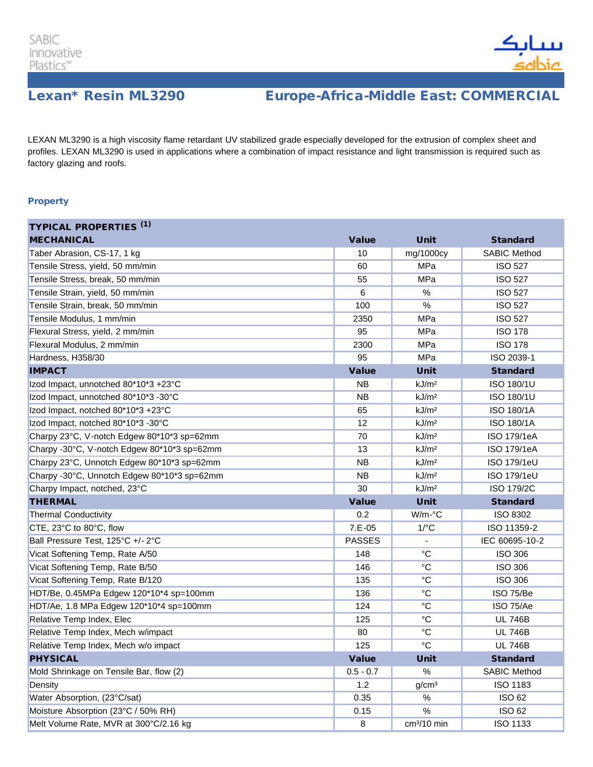SABIC Innovative Plastics™

# Lexan* Resin ML3290

## Europe-Africa-Middle East: COMMERCIAL

LEXAN ML3290 is a high viscosity flame retardant UV stabilized grade especially developed for the extrusion of complex sheet and profiles. LEXAN ML3290 is used in applications where a combination of impact resistance and light transmission is required such as factory glazing and roofs.

### Property

| TYPICAL PROPERTIES [(1)] | | | |
|---|---|---|---|
| **MECHANICAL** | **Value** | **Unit** | **Standard** |
| Taber Abrasion, CS-17, 1 kg | 10 | mg/1000cy | SABIC Method |
| Tensile Stress, yield, 50 mm/min | 60 | MPa | ISO 527 |
| Tensile Stress, break, 50 mm/min | 55 | MPa | ISO 527 |
| Tensile Strain, yield, 50 mm/min | 6 | % | ISO 527 |
| Tensile Strain, break, 50 mm/min | 100 | % | ISO 527 |
| Tensile Modulus, 1 mm/min | 2350 | MPa | ISO 527 |
| Flexural Stress, yield, 2 mm/min | 95 | MPa | ISO 178 |
| Flexural Modulus, 2 mm/min | 2300 | MPa | ISO 178 |
| Hardness, H358/30 | 95 | MPa | ISO 2039-1 |
| **IMPACT** | **Value** | **Unit** | **Standard** |
| Izod Impact, unnotched 80*10*3 +23°C | NB | kJ/m² | ISO 180/1U |
| Izod Impact, unnotched 80*10*3 -30°C | NB | kJ/m² | ISO 180/1U |
| Izod Impact, notched 80*10*3 +23°C | 65 | kJ/m² | ISO 180/1A |
| Izod Impact, notched 80*10*3 -30°C | 12 | kJ/m² | ISO 180/1A |
| Charpy 23°C, V-notch Edgew 80*10*3 sp=62mm | 70 | kJ/m² | ISO 179/1eA |
| Charpy -30°C, V-notch Edgew 80*10*3 sp=62mm | 13 | kJ/m² | ISO 179/1eA |
| Charpy 23°C, Unnotch Edgew 80*10*3 sp=62mm | NB | kJ/m² | ISO 179/1eU |
| Charpy -30°C, Unnotch Edgew 80*10*3 sp=62mm | NB | kJ/m² | ISO 179/1eU |
| Charpy Impact, notched, 23°C | 30 | kJ/m² | ISO 179/2C |
| **THERMAL** | **Value** | **Unit** | **Standard** |
| Thermal Conductivity | 0.2 | W/m-°C | ISO 8302 |
| CTE, 23°C to 80°C, flow | 7.E-05 | 1/°C | ISO 11359-2 |
| Ball Pressure Test, 125°C +/- 2°C | PASSES | - | IEC 60695-10-2 |
| Vicat Softening Temp, Rate A/50 | 148 | °C | ISO 306 |
| Vicat Softening Temp, Rate B/50 | 146 | °C | ISO 306 |
| Vicat Softening Temp, Rate B/120 | 135 | °C | ISO 306 |
| HDT/Be, 0.45MPa Edgew 120*10*4 sp=100mm | 136 | °C | ISO 75/Be |
| HDT/Ae, 1.8 MPa Edgew 120*10*4 sp=100mm | 124 | °C | ISO 75/Ae |
| Relative Temp Index, Elec | 125 | °C | UL 746B |
| Relative Temp Index, Mech w/impact | 80 | °C | UL 746B |
| Relative Temp Index, Mech w/o impact | 125 | °C | UL 746B |
| **PHYSICAL** | **Value** | **Unit** | **Standard** |
| Mold Shrinkage on Tensile Bar, flow (2) | 0.5 - 0.7 | % | SABIC Method |
| Density | 1.2 | g/cm³ | ISO 1183 |
| Water Absorption, (23°C/sat) | 0.35 | % | ISO 62 |
| Moisture Absorption (23°C / 50% RH) | 0.15 | % | ISO 62 |
| Melt Volume Rate, MVR at 300°C/2.16 kg | 8 | cm³/10 min | ISO 1133 |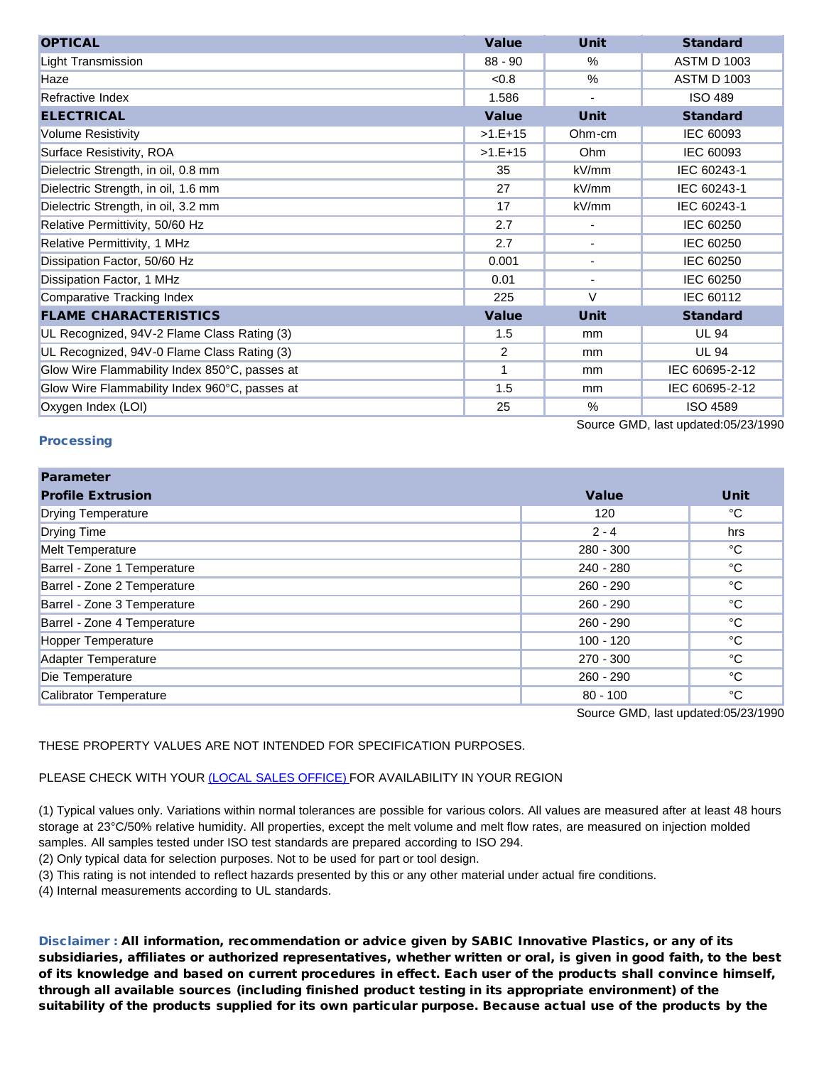| OPTICAL | Value | Unit | Standard |
| --- | --- | --- | --- |
| Light Transmission | 88 - 90 | % | ASTM D 1003 |
| Haze | <0.8 | % | ASTM D 1003 |
| Refractive Index | 1.586 | - | ISO 489 |
| **ELECTRICAL** | **Value** | **Unit** | **Standard** |
| Volume Resistivity | >1.E+15 | Ohm-cm | IEC 60093 |
| Surface Resistivity, ROA | >1.E+15 | Ohm | IEC 60093 |
| Dielectric Strength, in oil, 0.8 mm | 35 | kV/mm | IEC 60243-1 |
| Dielectric Strength, in oil, 1.6 mm | 27 | kV/mm | IEC 60243-1 |
| Dielectric Strength, in oil, 3.2 mm | 17 | kV/mm | IEC 60243-1 |
| Relative Permittivity, 50/60 Hz | 2.7 | - | IEC 60250 |
| Relative Permittivity, 1 MHz | 2.7 | - | IEC 60250 |
| Dissipation Factor, 50/60 Hz | 0.001 | - | IEC 60250 |
| Dissipation Factor, 1 MHz | 0.01 | - | IEC 60250 |
| Comparative Tracking Index | 225 | V | IEC 60112 |
| **FLAME CHARACTERISTICS** | **Value** | **Unit** | **Standard** |
| UL Recognized, 94V-2 Flame Class Rating (3) | 1.5 | mm | UL 94 |
| UL Recognized, 94V-0 Flame Class Rating (3) | 2 | mm | UL 94 |
| Glow Wire Flammability Index 850°C, passes at | 1 | mm | IEC 60695-2-12 |
| Glow Wire Flammability Index 960°C, passes at | 1.5 | mm | IEC 60695-2-12 |
| Oxygen Index (LOI) | 25 | % | ISO 4589 |

Source GMD, last updated:05/23/1990

## Processing

| Parameter | | |
| --- | --- | --- |
| **Profile Extrusion** | **Value** | **Unit** |
| Drying Temperature | 120 | °C |
| Drying Time | 2 - 4 | hrs |
| Melt Temperature | 280 - 300 | °C |
| Barrel - Zone 1 Temperature | 240 - 280 | °C |
| Barrel - Zone 2 Temperature | 260 - 290 | °C |
| Barrel - Zone 3 Temperature | 260 - 290 | °C |
| Barrel - Zone 4 Temperature | 260 - 290 | °C |
| Hopper Temperature | 100 - 120 | °C |
| Adapter Temperature | 270 - 300 | °C |
| Die Temperature | 260 - 290 | °C |
| Calibrator Temperature | 80 - 100 | °C |

Source GMD, last updated:05/23/1990

THESE PROPERTY VALUES ARE NOT INTENDED FOR SPECIFICATION PURPOSES.

PLEASE CHECK WITH YOUR (LOCAL SALES OFFICE) FOR AVAILABILITY IN YOUR REGION

(1) Typical values only. Variations within normal tolerances are possible for various colors. All values are measured after at least 48 hours storage at 23°C/50% relative humidity. All properties, except the melt volume and melt flow rates, are measured on injection molded samples. All samples tested under ISO test standards are prepared according to ISO 294.
(2) Only typical data for selection purposes. Not to be used for part or tool design.
(3) This rating is not intended to reflect hazards presented by this or any other material under actual fire conditions.
(4) Internal measurements according to UL standards.

**Disclaimer : All information, recommendation or advice given by SABIC Innovative Plastics, or any of its subsidiaries, affiliates or authorized representatives, whether written or oral, is given in good faith, to the best of its knowledge and based on current procedures in effect. Each user of the products shall convince himself, through all available sources (including finished product testing in its appropriate environment) of the suitability of the products supplied for its own particular purpose. Because actual use of the products by the**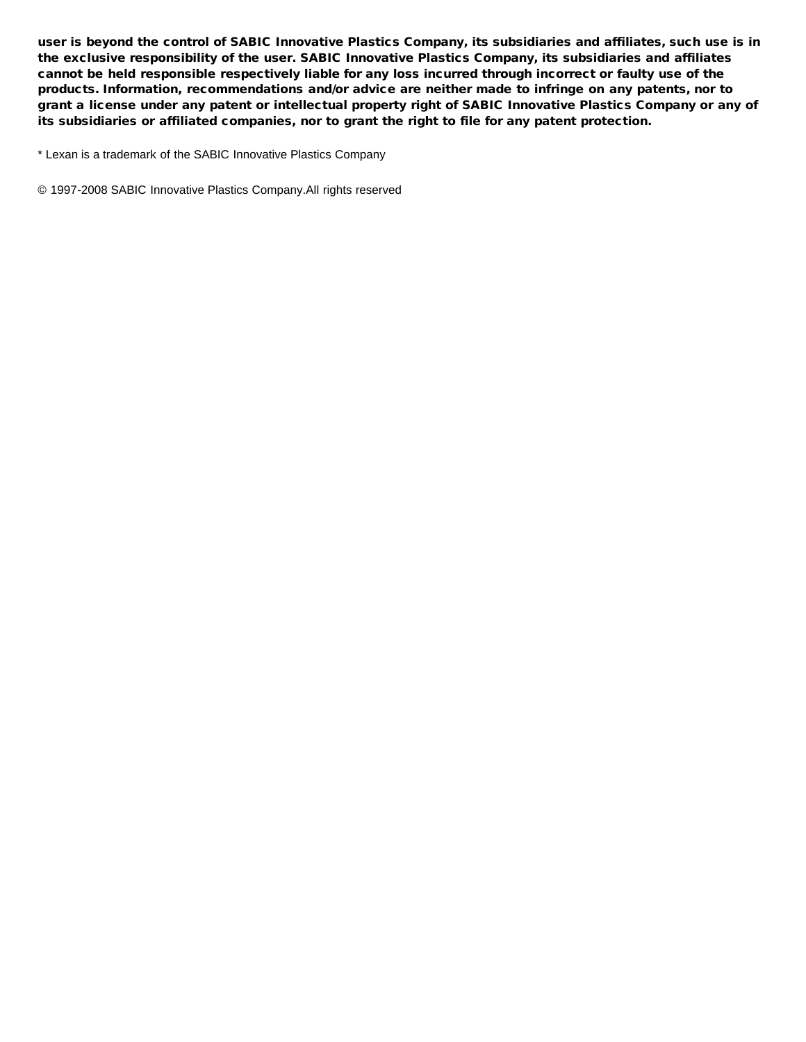**user is beyond the control of SABIC Innovative Plastics Company, its subsidiaries and affiliates, such use is in the exclusive responsibility of the user. SABIC Innovative Plastics Company, its subsidiaries and affiliates cannot be held responsible respectively liable for any loss incurred through incorrect or faulty use of the products. Information, recommendations and/or advice are neither made to infringe on any patents, nor to grant a license under any patent or intellectual property right of SABIC Innovative Plastics Company or any of its subsidiaries or affiliated companies, nor to grant the right to file for any patent protection.**

* Lexan is a trademark of the SABIC Innovative Plastics Company

© 1997-2008 SABIC Innovative Plastics Company.All rights reserved